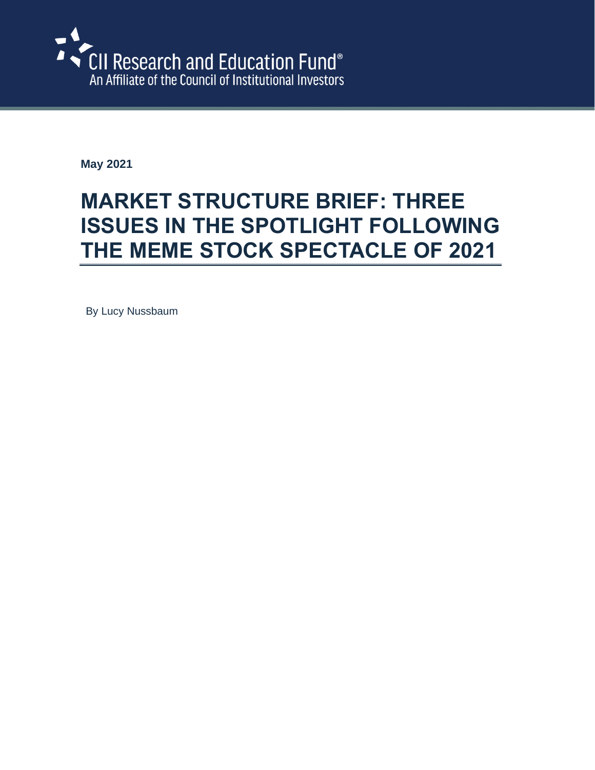CII Research and Education Fund®
An Affiliate of the Council of Institutional Investors

**May 2021**

# MARKET STRUCTURE BRIEF: THREE ISSUES IN THE SPOTLIGHT FOLLOWING THE MEME STOCK SPECTACLE OF 2021

By Lucy Nussbaum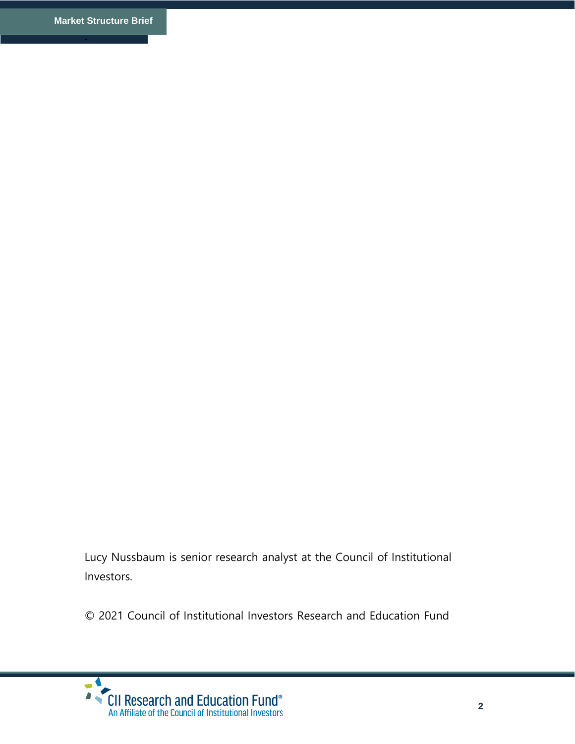Lucy Nussbaum is senior research analyst at the Council of Institutional Investors.

© 2021 Council of Institutional Investors Research and Education Fund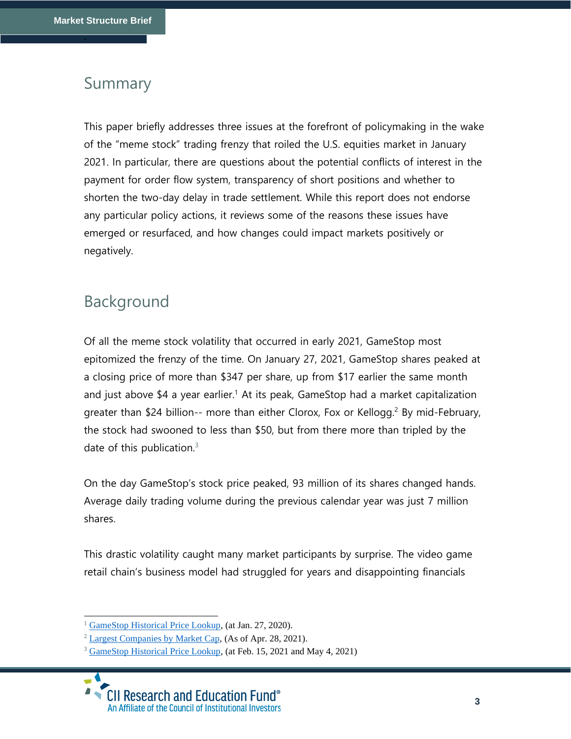## Summary

This paper briefly addresses three issues at the forefront of policymaking in the wake of the "meme stock" trading frenzy that roiled the U.S. equities market in January 2021. In particular, there are questions about the potential conflicts of interest in the payment for order flow system, transparency of short positions and whether to shorten the two-day delay in trade settlement. While this report does not endorse any particular policy actions, it reviews some of the reasons these issues have emerged or resurfaced, and how changes could impact markets positively or negatively.

## Background

Of all the meme stock volatility that occurred in early 2021, GameStop most epitomized the frenzy of the time. On January 27, 2021, GameStop shares peaked at a closing price of more than $347 per share, up from $17 earlier the same month and just above $4 a year earlier.[1] At its peak, GameStop had a market capitalization greater than $24 billion-- more than either Clorox, Fox or Kellogg.[2] By mid-February, the stock had swooned to less than $50, but from there more than tripled by the date of this publication.[3]

On the day GameStop's stock price peaked, 93 million of its shares changed hands. Average daily trading volume during the previous calendar year was just 7 million shares.

This drastic volatility caught many market participants by surprise. The video game retail chain's business model had struggled for years and disappointing financials

---

[1] GameStop Historical Price Lookup, (at Jan. 27, 2020).

[2] Largest Companies by Market Cap, (As of Apr. 28, 2021).

[3] GameStop Historical Price Lookup, (at Feb. 15, 2021 and May 4, 2021)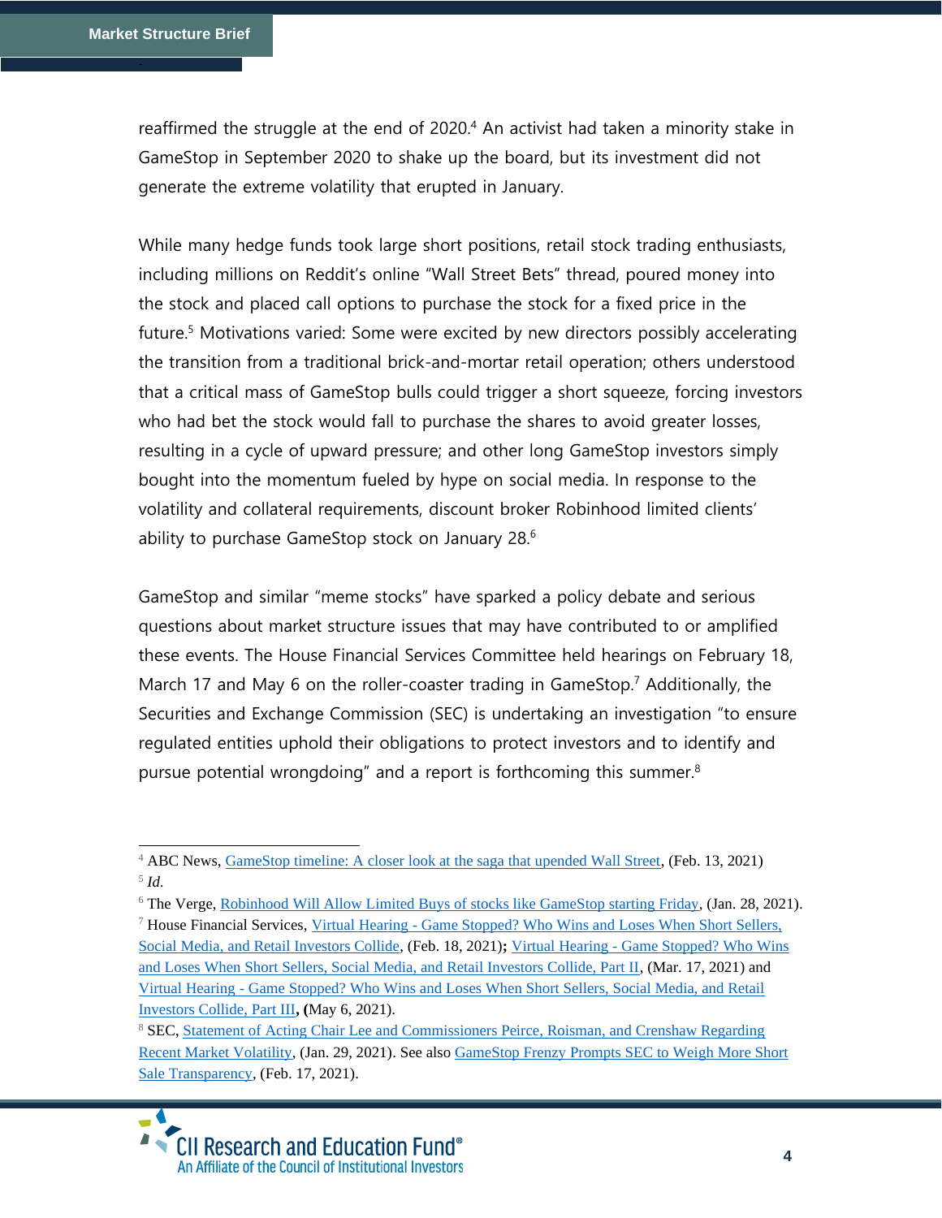reaffirmed the struggle at the end of 2020.[4] An activist had taken a minority stake in GameStop in September 2020 to shake up the board, but its investment did not generate the extreme volatility that erupted in January.

While many hedge funds took large short positions, retail stock trading enthusiasts, including millions on Reddit's online "Wall Street Bets" thread, poured money into the stock and placed call options to purchase the stock for a fixed price in the future.[5] Motivations varied: Some were excited by new directors possibly accelerating the transition from a traditional brick-and-mortar retail operation; others understood that a critical mass of GameStop bulls could trigger a short squeeze, forcing investors who had bet the stock would fall to purchase the shares to avoid greater losses, resulting in a cycle of upward pressure; and other long GameStop investors simply bought into the momentum fueled by hype on social media. In response to the volatility and collateral requirements, discount broker Robinhood limited clients' ability to purchase GameStop stock on January 28.[6]

GameStop and similar "meme stocks" have sparked a policy debate and serious questions about market structure issues that may have contributed to or amplified these events. The House Financial Services Committee held hearings on February 18, March 17 and May 6 on the roller-coaster trading in GameStop.[7] Additionally, the Securities and Exchange Commission (SEC) is undertaking an investigation "to ensure regulated entities uphold their obligations to protect investors and to identify and pursue potential wrongdoing" and a report is forthcoming this summer.[8]

---

[4] ABC News, GameStop timeline: A closer look at the saga that upended Wall Street, (Feb. 13, 2021)

[5] *Id.*

[6] The Verge, Robinhood Will Allow Limited Buys of stocks like GameStop starting Friday, (Jan. 28, 2021).

[7] House Financial Services, Virtual Hearing - Game Stopped? Who Wins and Loses When Short Sellers, Social Media, and Retail Investors Collide, (Feb. 18, 2021)**;** Virtual Hearing - Game Stopped? Who Wins and Loses When Short Sellers, Social Media, and Retail Investors Collide, Part II, (Mar. 17, 2021) and Virtual Hearing - Game Stopped? Who Wins and Loses When Short Sellers, Social Media, and Retail Investors Collide, Part III**, (**May 6, 2021).

[8] SEC, Statement of Acting Chair Lee and Commissioners Peirce, Roisman, and Crenshaw Regarding Recent Market Volatility, (Jan. 29, 2021). See also GameStop Frenzy Prompts SEC to Weigh More Short Sale Transparency, (Feb. 17, 2021).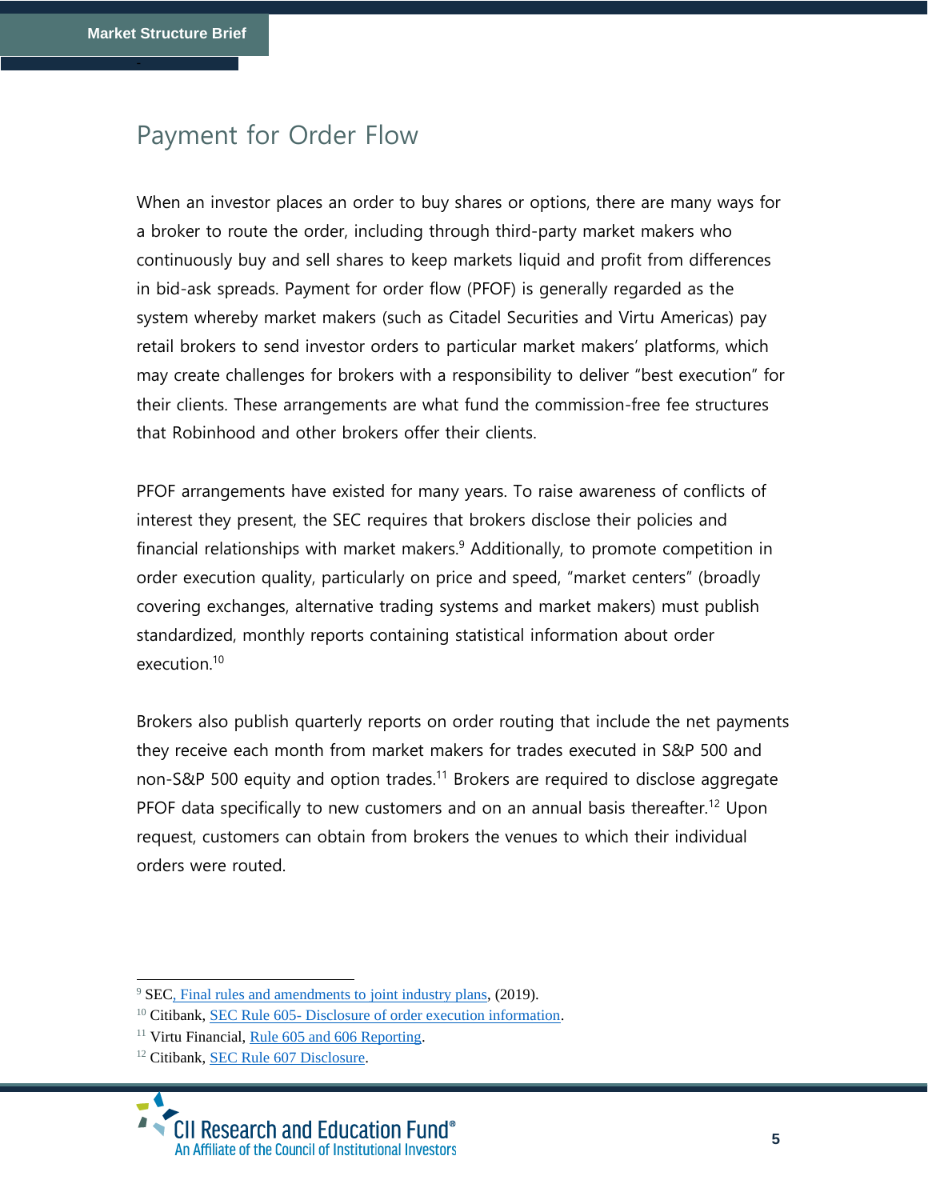## Payment for Order Flow

When an investor places an order to buy shares or options, there are many ways for a broker to route the order, including through third-party market makers who continuously buy and sell shares to keep markets liquid and profit from differences in bid-ask spreads. Payment for order flow (PFOF) is generally regarded as the system whereby market makers (such as Citadel Securities and Virtu Americas) pay retail brokers to send investor orders to particular market makers' platforms, which may create challenges for brokers with a responsibility to deliver "best execution" for their clients. These arrangements are what fund the commission-free fee structures that Robinhood and other brokers offer their clients.

PFOF arrangements have existed for many years. To raise awareness of conflicts of interest they present, the SEC requires that brokers disclose their policies and financial relationships with market makers.[9] Additionally, to promote competition in order execution quality, particularly on price and speed, "market centers" (broadly covering exchanges, alternative trading systems and market makers) must publish standardized, monthly reports containing statistical information about order execution.[10]

Brokers also publish quarterly reports on order routing that include the net payments they receive each month from market makers for trades executed in S&P 500 and non-S&P 500 equity and option trades.[11] Brokers are required to disclose aggregate PFOF data specifically to new customers and on an annual basis thereafter.[12] Upon request, customers can obtain from brokers the venues to which their individual orders were routed.

[9] SEC, Final rules and amendments to joint industry plans, (2019).

[10] Citibank, SEC Rule 605- Disclosure of order execution information.

[11] Virtu Financial, Rule 605 and 606 Reporting.

[12] Citibank, SEC Rule 607 Disclosure.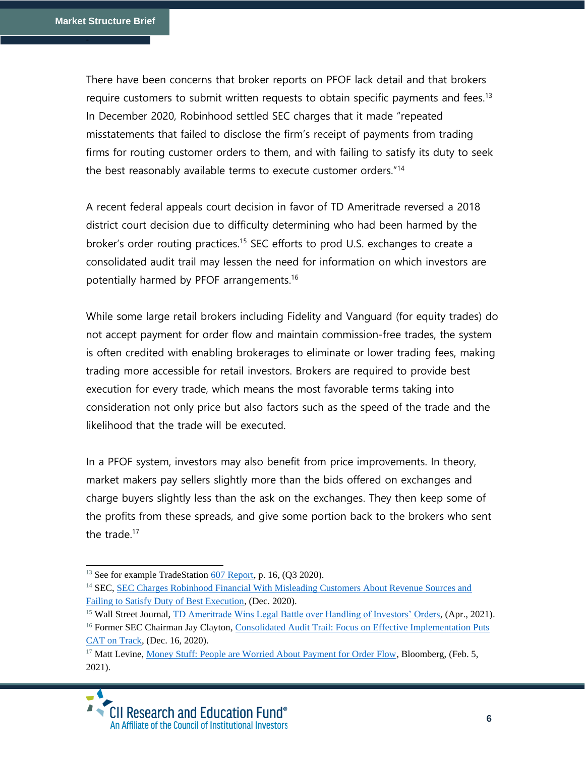There have been concerns that broker reports on PFOF lack detail and that brokers require customers to submit written requests to obtain specific payments and fees.[13] In December 2020, Robinhood settled SEC charges that it made "repeated misstatements that failed to disclose the firm's receipt of payments from trading firms for routing customer orders to them, and with failing to satisfy its duty to seek the best reasonably available terms to execute customer orders."[14]

A recent federal appeals court decision in favor of TD Ameritrade reversed a 2018 district court decision due to difficulty determining who had been harmed by the broker's order routing practices.[15] SEC efforts to prod U.S. exchanges to create a consolidated audit trail may lessen the need for information on which investors are potentially harmed by PFOF arrangements.[16]

While some large retail brokers including Fidelity and Vanguard (for equity trades) do not accept payment for order flow and maintain commission-free trades, the system is often credited with enabling brokerages to eliminate or lower trading fees, making trading more accessible for retail investors. Brokers are required to provide best execution for every trade, which means the most favorable terms taking into consideration not only price but also factors such as the speed of the trade and the likelihood that the trade will be executed.

In a PFOF system, investors may also benefit from price improvements. In theory, market makers pay sellers slightly more than the bids offered on exchanges and charge buyers slightly less than the ask on the exchanges. They then keep some of the profits from these spreads, and give some portion back to the brokers who sent the trade.[17]

---

[13] See for example TradeStation [607 Report](), p. 16, (Q3 2020).

[14] SEC, [SEC Charges Robinhood Financial With Misleading Customers About Revenue Sources and Failing to Satisfy Duty of Best Execution](), (Dec. 2020).

[15] Wall Street Journal, [TD Ameritrade Wins Legal Battle over Handling of Investors' Orders](), (Apr., 2021).

[16] Former SEC Chairman Jay Clayton, [Consolidated Audit Trail: Focus on Effective Implementation Puts CAT on Track](), (Dec. 16, 2020).

[17] Matt Levine, [Money Stuff: People are Worried About Payment for Order Flow](), Bloomberg, (Feb. 5, 2021).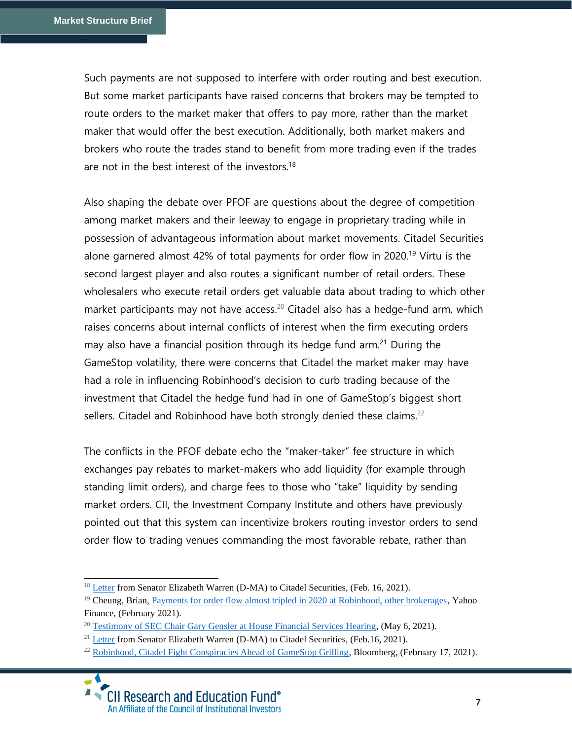Such payments are not supposed to interfere with order routing and best execution. But some market participants have raised concerns that brokers may be tempted to route orders to the market maker that offers to pay more, rather than the market maker that would offer the best execution. Additionally, both market makers and brokers who route the trades stand to benefit from more trading even if the trades are not in the best interest of the investors.[18]

Also shaping the debate over PFOF are questions about the degree of competition among market makers and their leeway to engage in proprietary trading while in possession of advantageous information about market movements. Citadel Securities alone garnered almost 42% of total payments for order flow in 2020.[19] Virtu is the second largest player and also routes a significant number of retail orders. These wholesalers who execute retail orders get valuable data about trading to which other market participants may not have access.[20] Citadel also has a hedge-fund arm, which raises concerns about internal conflicts of interest when the firm executing orders may also have a financial position through its hedge fund arm.[21] During the GameStop volatility, there were concerns that Citadel the market maker may have had a role in influencing Robinhood's decision to curb trading because of the investment that Citadel the hedge fund had in one of GameStop's biggest short sellers. Citadel and Robinhood have both strongly denied these claims.[22]

The conflicts in the PFOF debate echo the "maker-taker" fee structure in which exchanges pay rebates to market-makers who add liquidity (for example through standing limit orders), and charge fees to those who "take" liquidity by sending market orders. CII, the Investment Company Institute and others have previously pointed out that this system can incentivize brokers routing investor orders to send order flow to trading venues commanding the most favorable rebate, rather than

---

[18] Letter from Senator Elizabeth Warren (D-MA) to Citadel Securities, (Feb. 16, 2021).

[19] Cheung, Brian, Payments for order flow almost tripled in 2020 at Robinhood, other brokerages, Yahoo Finance, (February 2021).

[20] Testimony of SEC Chair Gary Gensler at House Financial Services Hearing, (May 6, 2021).

[21] Letter from Senator Elizabeth Warren (D-MA) to Citadel Securities, (Feb.16, 2021).

[22] Robinhood, Citadel Fight Conspiracies Ahead of GameStop Grilling, Bloomberg, (February 17, 2021).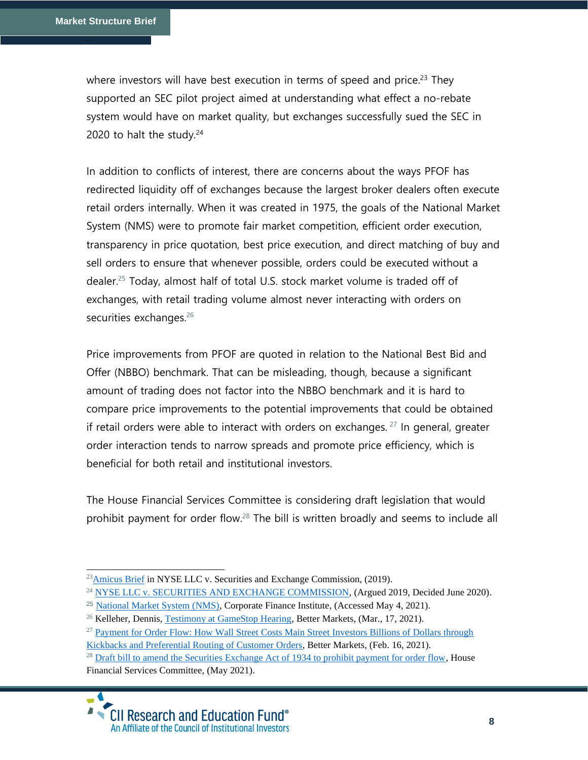where investors will have best execution in terms of speed and price.[23] They supported an SEC pilot project aimed at understanding what effect a no-rebate system would have on market quality, but exchanges successfully sued the SEC in 2020 to halt the study.[24]

In addition to conflicts of interest, there are concerns about the ways PFOF has redirected liquidity off of exchanges because the largest broker dealers often execute retail orders internally. When it was created in 1975, the goals of the National Market System (NMS) were to promote fair market competition, efficient order execution, transparency in price quotation, best price execution, and direct matching of buy and sell orders to ensure that whenever possible, orders could be executed without a dealer.[25] Today, almost half of total U.S. stock market volume is traded off of exchanges, with retail trading volume almost never interacting with orders on securities exchanges.[26]

Price improvements from PFOF are quoted in relation to the National Best Bid and Offer (NBBO) benchmark. That can be misleading, though, because a significant amount of trading does not factor into the NBBO benchmark and it is hard to compare price improvements to the potential improvements that could be obtained if retail orders were able to interact with orders on exchanges.[27] In general, greater order interaction tends to narrow spreads and promote price efficiency, which is beneficial for both retail and institutional investors.

The House Financial Services Committee is considering draft legislation that would prohibit payment for order flow.[28] The bill is written broadly and seems to include all

---

[23] Amicus Brief in NYSE LLC v. Securities and Exchange Commission, (2019).

[24] NYSE LLC v. SECURITIES AND EXCHANGE COMMISSION, (Argued 2019, Decided June 2020).

[25] National Market System (NMS), Corporate Finance Institute, (Accessed May 4, 2021).

[26] Kelleher, Dennis, Testimony at GameStop Hearing, Better Markets, (Mar., 17, 2021).

[27] Payment for Order Flow: How Wall Street Costs Main Street Investors Billions of Dollars through Kickbacks and Preferential Routing of Customer Orders, Better Markets, (Feb. 16, 2021).

[28] Draft bill to amend the Securities Exchange Act of 1934 to prohibit payment for order flow, House Financial Services Committee, (May 2021).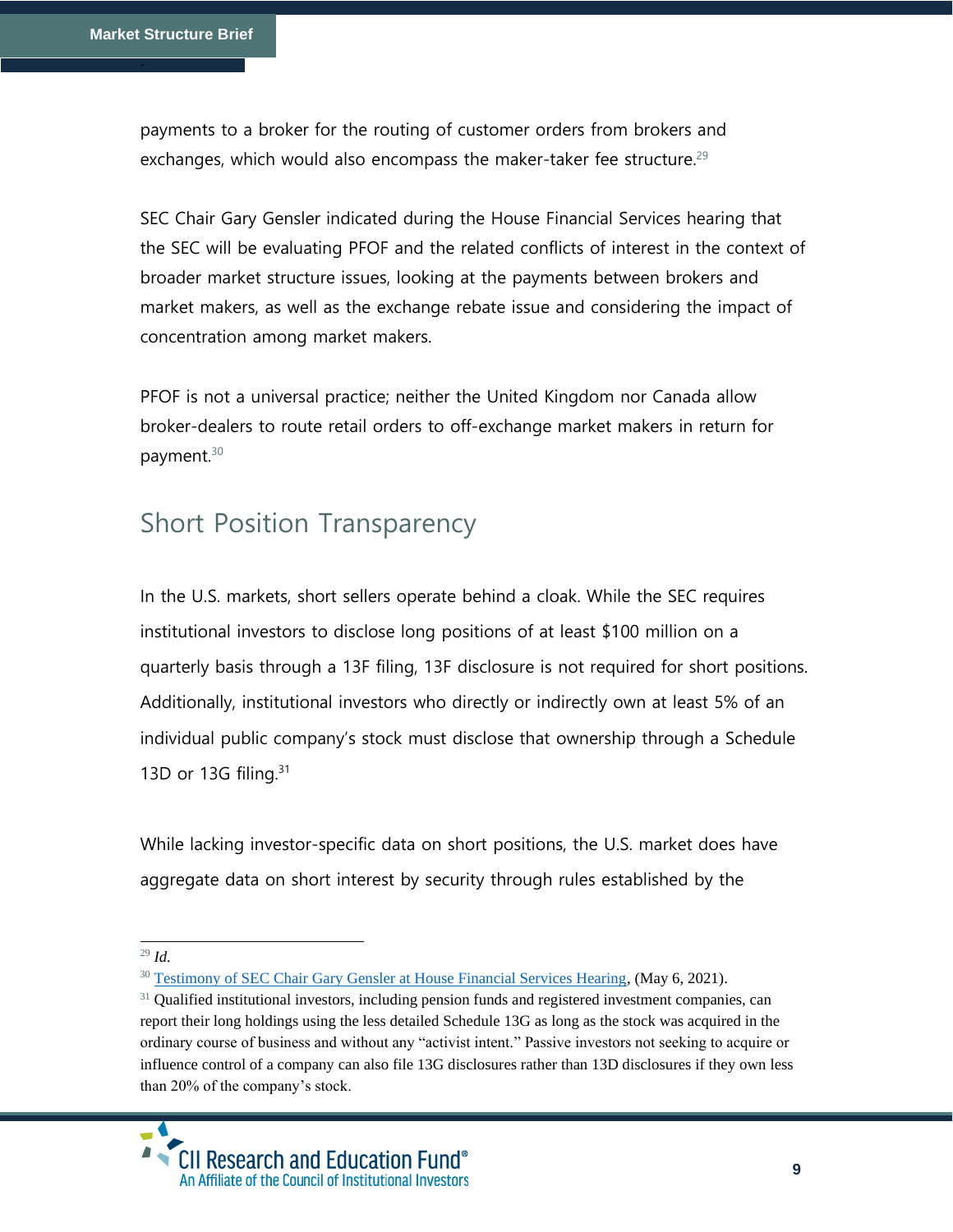payments to a broker for the routing of customer orders from brokers and exchanges, which would also encompass the maker-taker fee structure.[29]

SEC Chair Gary Gensler indicated during the House Financial Services hearing that the SEC will be evaluating PFOF and the related conflicts of interest in the context of broader market structure issues, looking at the payments between brokers and market makers, as well as the exchange rebate issue and considering the impact of concentration among market makers.

PFOF is not a universal practice; neither the United Kingdom nor Canada allow broker-dealers to route retail orders to off-exchange market makers in return for payment.[30]

## Short Position Transparency

In the U.S. markets, short sellers operate behind a cloak. While the SEC requires institutional investors to disclose long positions of at least $100 million on a quarterly basis through a 13F filing, 13F disclosure is not required for short positions. Additionally, institutional investors who directly or indirectly own at least 5% of an individual public company's stock must disclose that ownership through a Schedule 13D or 13G filing.[31]

While lacking investor-specific data on short positions, the U.S. market does have aggregate data on short interest by security through rules established by the

---

[29] *Id.*

[30] [Testimony of SEC Chair Gary Gensler at House Financial Services Hearing](), (May 6, 2021).

[31] Qualified institutional investors, including pension funds and registered investment companies, can report their long holdings using the less detailed Schedule 13G as long as the stock was acquired in the ordinary course of business and without any "activist intent." Passive investors not seeking to acquire or influence control of a company can also file 13G disclosures rather than 13D disclosures if they own less than 20% of the company's stock.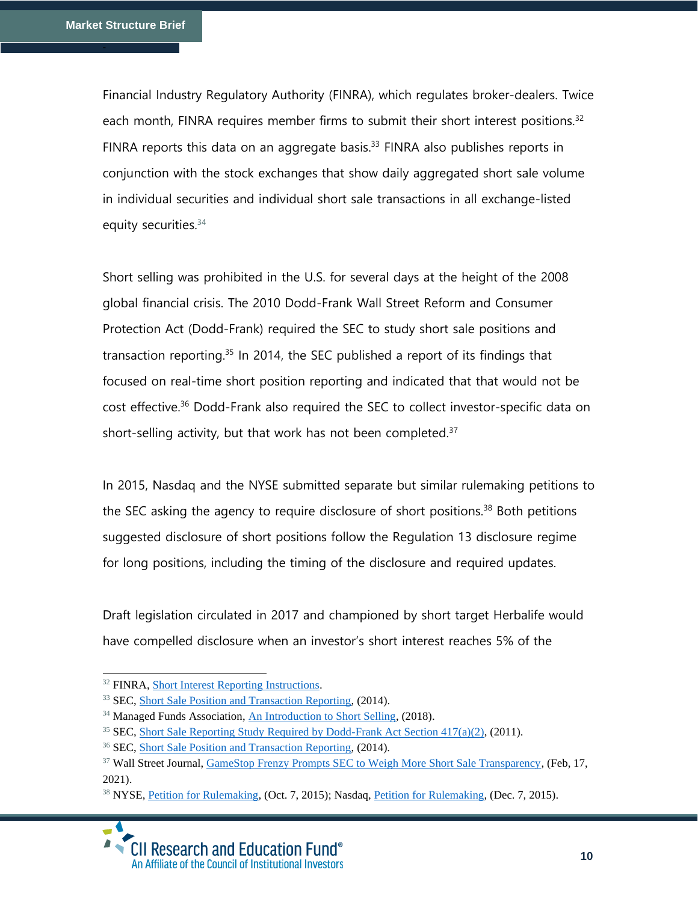Financial Industry Regulatory Authority (FINRA), which regulates broker-dealers. Twice each month, FINRA requires member firms to submit their short interest positions.[32] FINRA reports this data on an aggregate basis.[33] FINRA also publishes reports in conjunction with the stock exchanges that show daily aggregated short sale volume in individual securities and individual short sale transactions in all exchange-listed equity securities.[34]

Short selling was prohibited in the U.S. for several days at the height of the 2008 global financial crisis. The 2010 Dodd-Frank Wall Street Reform and Consumer Protection Act (Dodd-Frank) required the SEC to study short sale positions and transaction reporting.[35] In 2014, the SEC published a report of its findings that focused on real-time short position reporting and indicated that that would not be cost effective.[36] Dodd-Frank also required the SEC to collect investor-specific data on short-selling activity, but that work has not been completed.[37]

In 2015, Nasdaq and the NYSE submitted separate but similar rulemaking petitions to the SEC asking the agency to require disclosure of short positions.[38] Both petitions suggested disclosure of short positions follow the Regulation 13 disclosure regime for long positions, including the timing of the disclosure and required updates.

Draft legislation circulated in 2017 and championed by short target Herbalife would have compelled disclosure when an investor's short interest reaches 5% of the

---

[32] FINRA, Short Interest Reporting Instructions.

[33] SEC, Short Sale Position and Transaction Reporting, (2014).

[34] Managed Funds Association, An Introduction to Short Selling, (2018).

[35] SEC, Short Sale Reporting Study Required by Dodd-Frank Act Section 417(a)(2), (2011).

[36] SEC, Short Sale Position and Transaction Reporting, (2014).

[37] Wall Street Journal, GameStop Frenzy Prompts SEC to Weigh More Short Sale Transparency, (Feb, 17, 2021).

[38] NYSE, Petition for Rulemaking, (Oct. 7, 2015); Nasdaq, Petition for Rulemaking, (Dec. 7, 2015).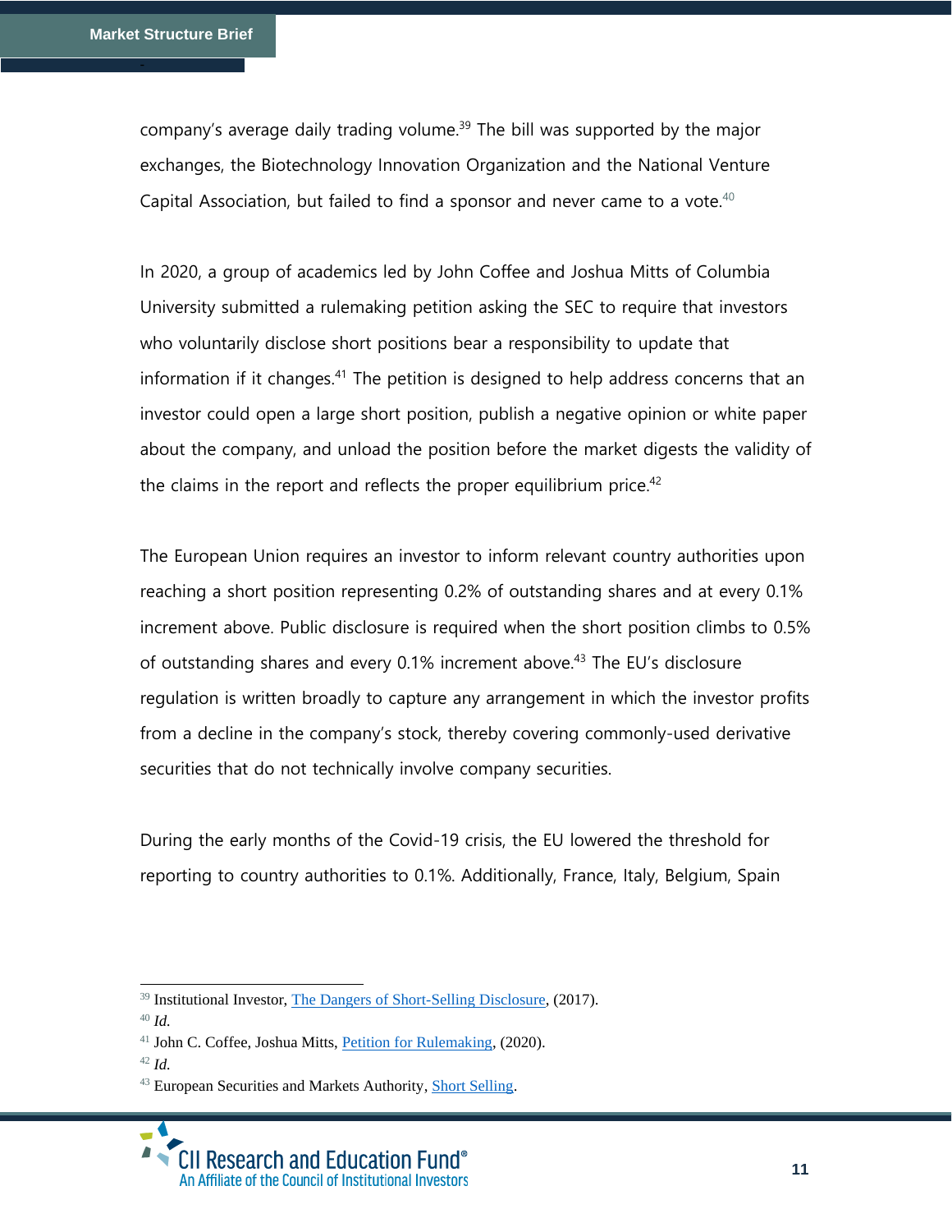company's average daily trading volume.[39] The bill was supported by the major exchanges, the Biotechnology Innovation Organization and the National Venture Capital Association, but failed to find a sponsor and never came to a vote.[40]

In 2020, a group of academics led by John Coffee and Joshua Mitts of Columbia University submitted a rulemaking petition asking the SEC to require that investors who voluntarily disclose short positions bear a responsibility to update that information if it changes.[41] The petition is designed to help address concerns that an investor could open a large short position, publish a negative opinion or white paper about the company, and unload the position before the market digests the validity of the claims in the report and reflects the proper equilibrium price.[42]

The European Union requires an investor to inform relevant country authorities upon reaching a short position representing 0.2% of outstanding shares and at every 0.1% increment above. Public disclosure is required when the short position climbs to 0.5% of outstanding shares and every 0.1% increment above.[43] The EU's disclosure regulation is written broadly to capture any arrangement in which the investor profits from a decline in the company's stock, thereby covering commonly-used derivative securities that do not technically involve company securities.

During the early months of the Covid-19 crisis, the EU lowered the threshold for reporting to country authorities to 0.1%. Additionally, France, Italy, Belgium, Spain

---

[39] Institutional Investor, The Dangers of Short-Selling Disclosure, (2017).

[40] *Id.*

[41] John C. Coffee, Joshua Mitts, Petition for Rulemaking, (2020).

[42] *Id.*

[43] European Securities and Markets Authority, Short Selling.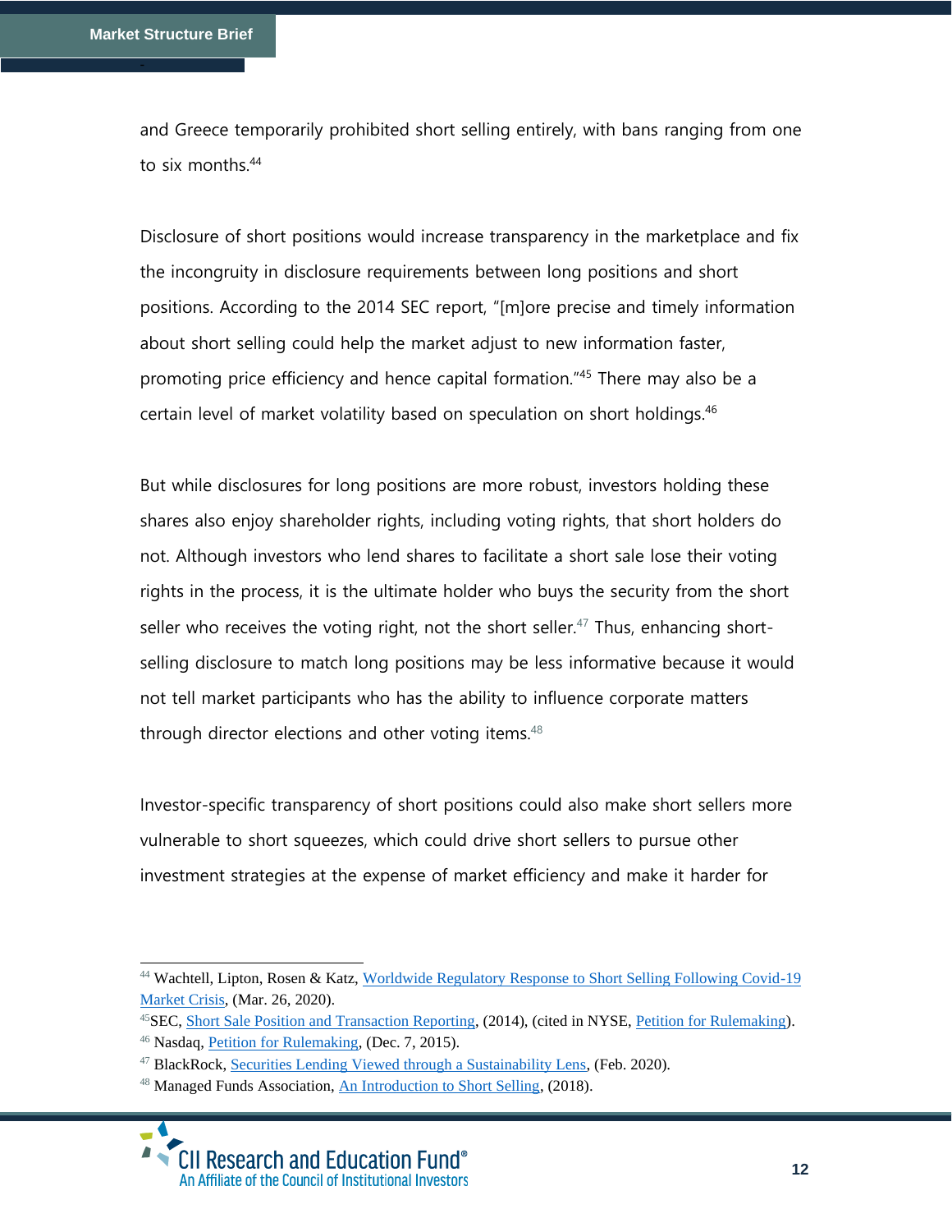and Greece temporarily prohibited short selling entirely, with bans ranging from one to six months.[44]

Disclosure of short positions would increase transparency in the marketplace and fix the incongruity in disclosure requirements between long positions and short positions. According to the 2014 SEC report, "[m]ore precise and timely information about short selling could help the market adjust to new information faster, promoting price efficiency and hence capital formation."[45] There may also be a certain level of market volatility based on speculation on short holdings.[46]

But while disclosures for long positions are more robust, investors holding these shares also enjoy shareholder rights, including voting rights, that short holders do not. Although investors who lend shares to facilitate a short sale lose their voting rights in the process, it is the ultimate holder who buys the security from the short seller who receives the voting right, not the short seller.[47] Thus, enhancing short-selling disclosure to match long positions may be less informative because it would not tell market participants who has the ability to influence corporate matters through director elections and other voting items.[48]

Investor-specific transparency of short positions could also make short sellers more vulnerable to short squeezes, which could drive short sellers to pursue other investment strategies at the expense of market efficiency and make it harder for

---

[44] Wachtell, Lipton, Rosen & Katz, Worldwide Regulatory Response to Short Selling Following Covid-19 Market Crisis, (Mar. 26, 2020).

[45] SEC, Short Sale Position and Transaction Reporting, (2014), (cited in NYSE, Petition for Rulemaking).

[46] Nasdaq, Petition for Rulemaking, (Dec. 7, 2015).

[47] BlackRock, Securities Lending Viewed through a Sustainability Lens, (Feb. 2020).

[48] Managed Funds Association, An Introduction to Short Selling, (2018).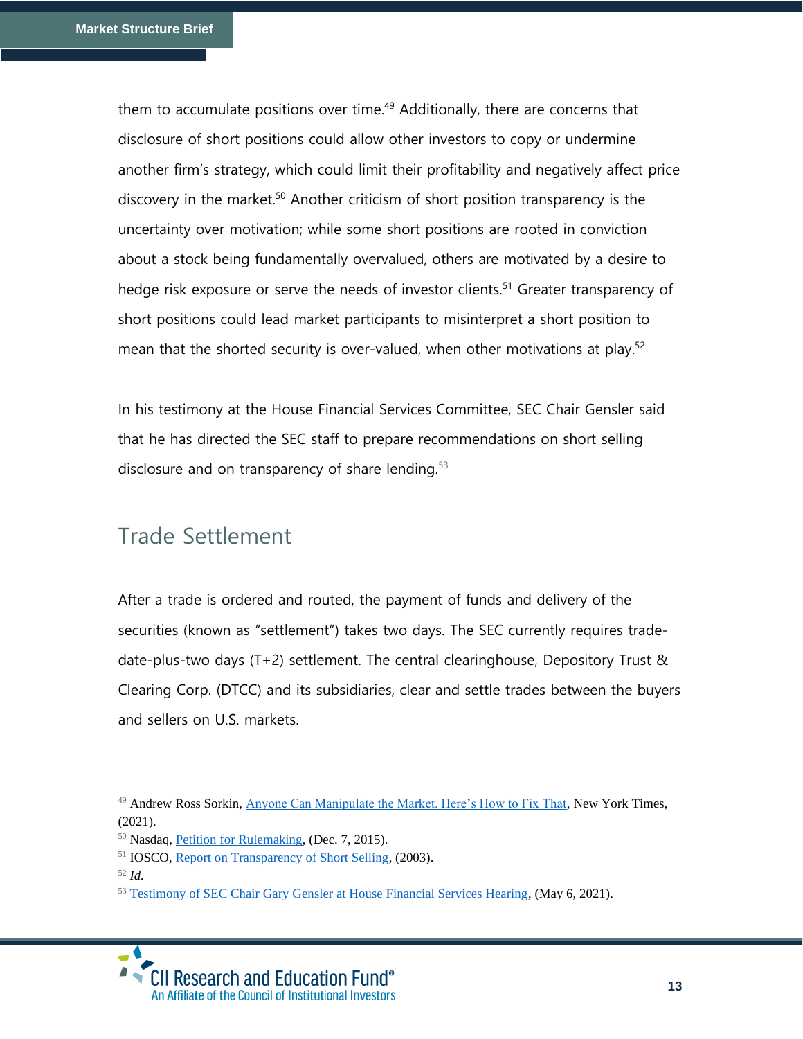them to accumulate positions over time.[49] Additionally, there are concerns that disclosure of short positions could allow other investors to copy or undermine another firm's strategy, which could limit their profitability and negatively affect price discovery in the market.[50] Another criticism of short position transparency is the uncertainty over motivation; while some short positions are rooted in conviction about a stock being fundamentally overvalued, others are motivated by a desire to hedge risk exposure or serve the needs of investor clients.[51] Greater transparency of short positions could lead market participants to misinterpret a short position to mean that the shorted security is over-valued, when other motivations at play.[52]

In his testimony at the House Financial Services Committee, SEC Chair Gensler said that he has directed the SEC staff to prepare recommendations on short selling disclosure and on transparency of share lending.[53]

## Trade Settlement

After a trade is ordered and routed, the payment of funds and delivery of the securities (known as "settlement") takes two days. The SEC currently requires trade-date-plus-two days (T+2) settlement. The central clearinghouse, Depository Trust & Clearing Corp. (DTCC) and its subsidiaries, clear and settle trades between the buyers and sellers on U.S. markets.

---

[49] Andrew Ross Sorkin, Anyone Can Manipulate the Market. Here's How to Fix That, New York Times, (2021).

[50] Nasdaq, Petition for Rulemaking, (Dec. 7, 2015).

[51] IOSCO, Report on Transparency of Short Selling, (2003).

[52] *Id.*

[53] Testimony of SEC Chair Gary Gensler at House Financial Services Hearing, (May 6, 2021).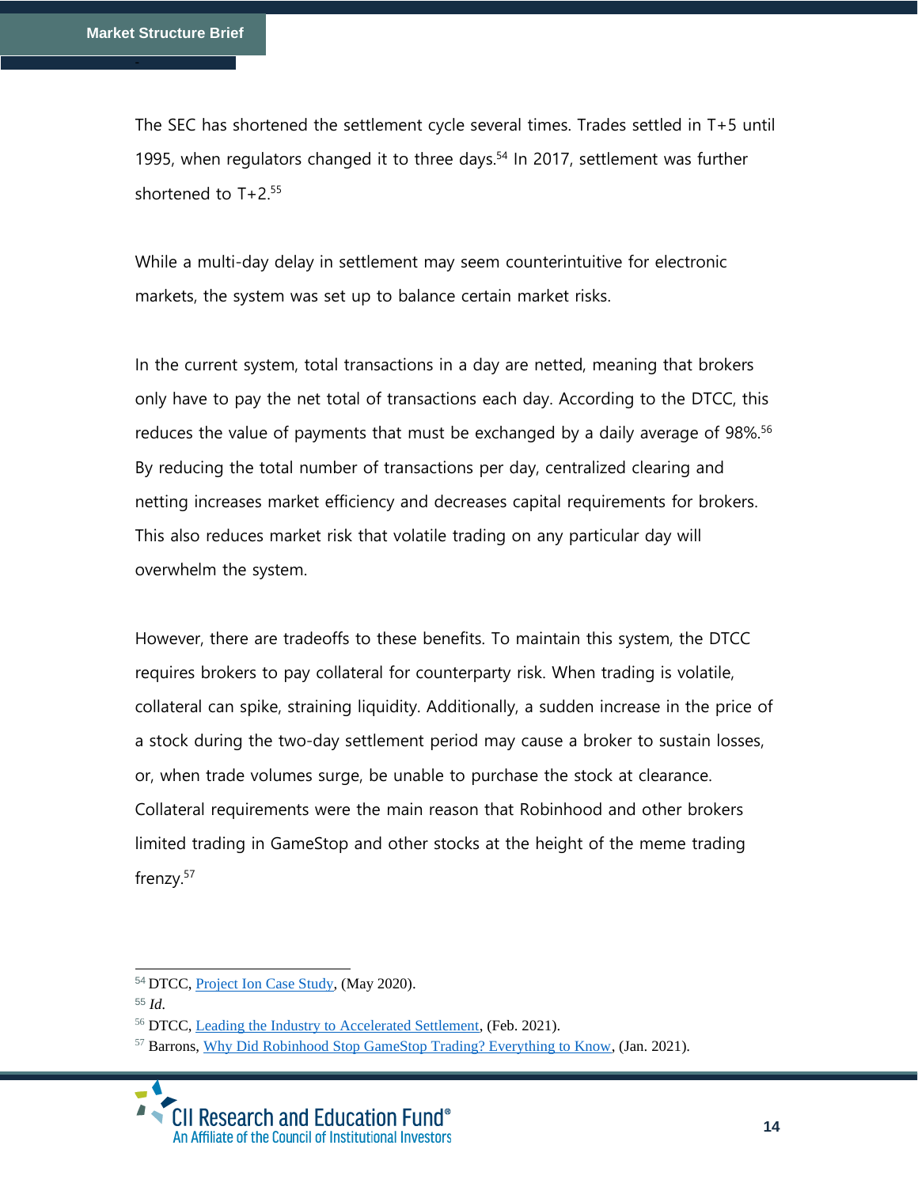The SEC has shortened the settlement cycle several times. Trades settled in T+5 until 1995, when regulators changed it to three days.[54] In 2017, settlement was further shortened to T+2.[55]

While a multi-day delay in settlement may seem counterintuitive for electronic markets, the system was set up to balance certain market risks.

In the current system, total transactions in a day are netted, meaning that brokers only have to pay the net total of transactions each day. According to the DTCC, this reduces the value of payments that must be exchanged by a daily average of 98%.[56] By reducing the total number of transactions per day, centralized clearing and netting increases market efficiency and decreases capital requirements for brokers. This also reduces market risk that volatile trading on any particular day will overwhelm the system.

However, there are tradeoffs to these benefits. To maintain this system, the DTCC requires brokers to pay collateral for counterparty risk. When trading is volatile, collateral can spike, straining liquidity. Additionally, a sudden increase in the price of a stock during the two-day settlement period may cause a broker to sustain losses, or, when trade volumes surge, be unable to purchase the stock at clearance. Collateral requirements were the main reason that Robinhood and other brokers limited trading in GameStop and other stocks at the height of the meme trading frenzy.[57]

---

[54] DTCC, Project Ion Case Study, (May 2020).

[55] *Id.*

[56] DTCC, Leading the Industry to Accelerated Settlement, (Feb. 2021).

[57] Barrons, Why Did Robinhood Stop GameStop Trading? Everything to Know, (Jan. 2021).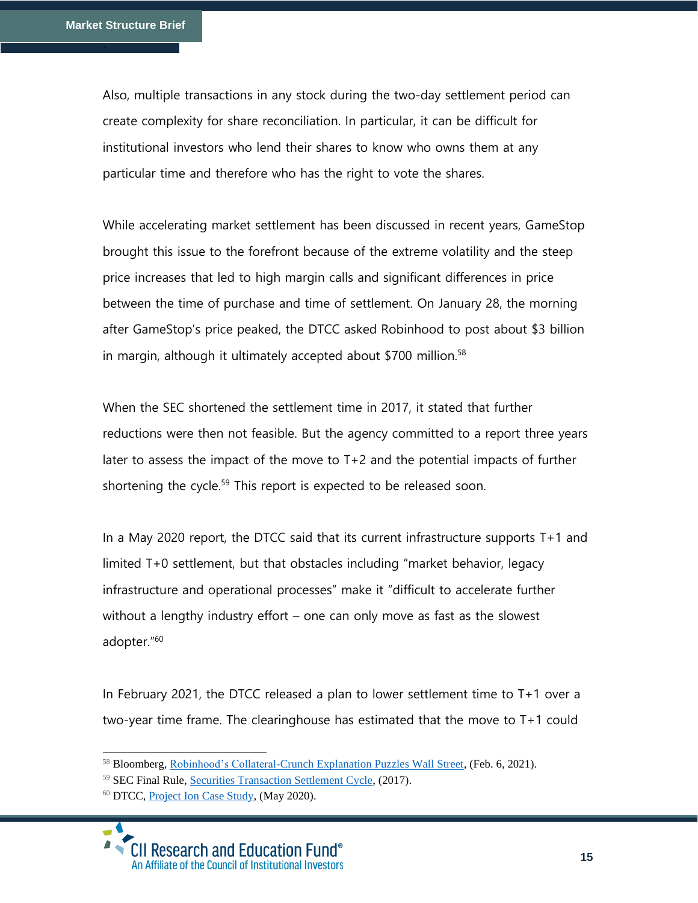Also, multiple transactions in any stock during the two-day settlement period can create complexity for share reconciliation. In particular, it can be difficult for institutional investors who lend their shares to know who owns them at any particular time and therefore who has the right to vote the shares.

While accelerating market settlement has been discussed in recent years, GameStop brought this issue to the forefront because of the extreme volatility and the steep price increases that led to high margin calls and significant differences in price between the time of purchase and time of settlement. On January 28, the morning after GameStop's price peaked, the DTCC asked Robinhood to post about $3 billion in margin, although it ultimately accepted about $700 million.[58]

When the SEC shortened the settlement time in 2017, it stated that further reductions were then not feasible. But the agency committed to a report three years later to assess the impact of the move to T+2 and the potential impacts of further shortening the cycle.[59] This report is expected to be released soon.

In a May 2020 report, the DTCC said that its current infrastructure supports T+1 and limited T+0 settlement, but that obstacles including "market behavior, legacy infrastructure and operational processes" make it "difficult to accelerate further without a lengthy industry effort – one can only move as fast as the slowest adopter."[60]

In February 2021, the DTCC released a plan to lower settlement time to T+1 over a two-year time frame. The clearinghouse has estimated that the move to T+1 could

---

[58] Bloomberg, Robinhood's Collateral-Crunch Explanation Puzzles Wall Street, (Feb. 6, 2021).

[59] SEC Final Rule, Securities Transaction Settlement Cycle, (2017).

[60] DTCC, Project Ion Case Study, (May 2020).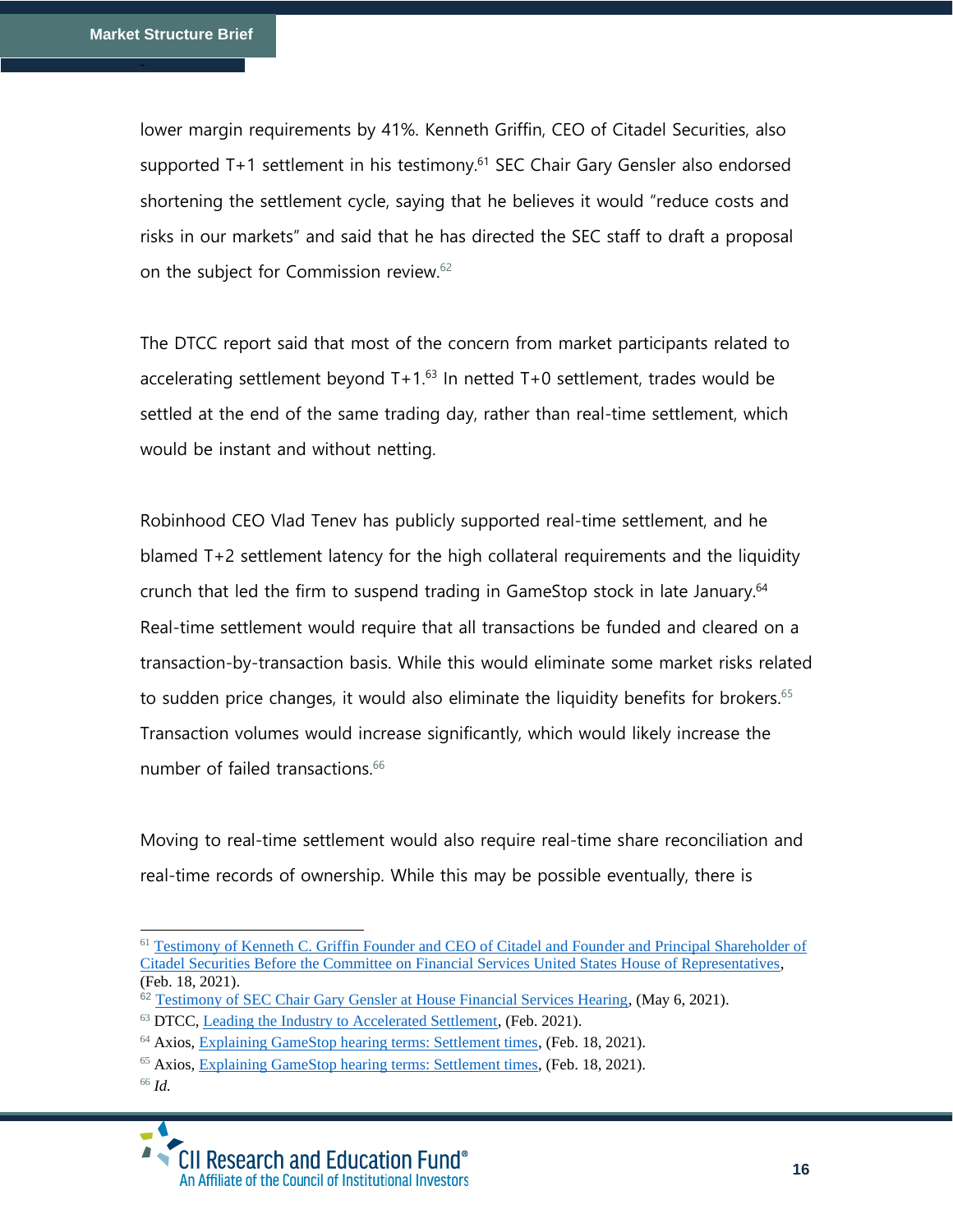lower margin requirements by 41%. Kenneth Griffin, CEO of Citadel Securities, also supported T+1 settlement in his testimony.[61] SEC Chair Gary Gensler also endorsed shortening the settlement cycle, saying that he believes it would "reduce costs and risks in our markets" and said that he has directed the SEC staff to draft a proposal on the subject for Commission review.[62]

The DTCC report said that most of the concern from market participants related to accelerating settlement beyond T+1.[63] In netted T+0 settlement, trades would be settled at the end of the same trading day, rather than real-time settlement, which would be instant and without netting.

Robinhood CEO Vlad Tenev has publicly supported real-time settlement, and he blamed T+2 settlement latency for the high collateral requirements and the liquidity crunch that led the firm to suspend trading in GameStop stock in late January.[64] Real-time settlement would require that all transactions be funded and cleared on a transaction-by-transaction basis. While this would eliminate some market risks related to sudden price changes, it would also eliminate the liquidity benefits for brokers.[65] Transaction volumes would increase significantly, which would likely increase the number of failed transactions.[66]

Moving to real-time settlement would also require real-time share reconciliation and real-time records of ownership. While this may be possible eventually, there is

---

[61] Testimony of Kenneth C. Griffin Founder and CEO of Citadel and Founder and Principal Shareholder of Citadel Securities Before the Committee on Financial Services United States House of Representatives, (Feb. 18, 2021).

[62] Testimony of SEC Chair Gary Gensler at House Financial Services Hearing, (May 6, 2021).

[63] DTCC, Leading the Industry to Accelerated Settlement, (Feb. 2021).

[64] Axios, Explaining GameStop hearing terms: Settlement times, (Feb. 18, 2021).

[65] Axios, Explaining GameStop hearing terms: Settlement times, (Feb. 18, 2021).

[66] *Id.*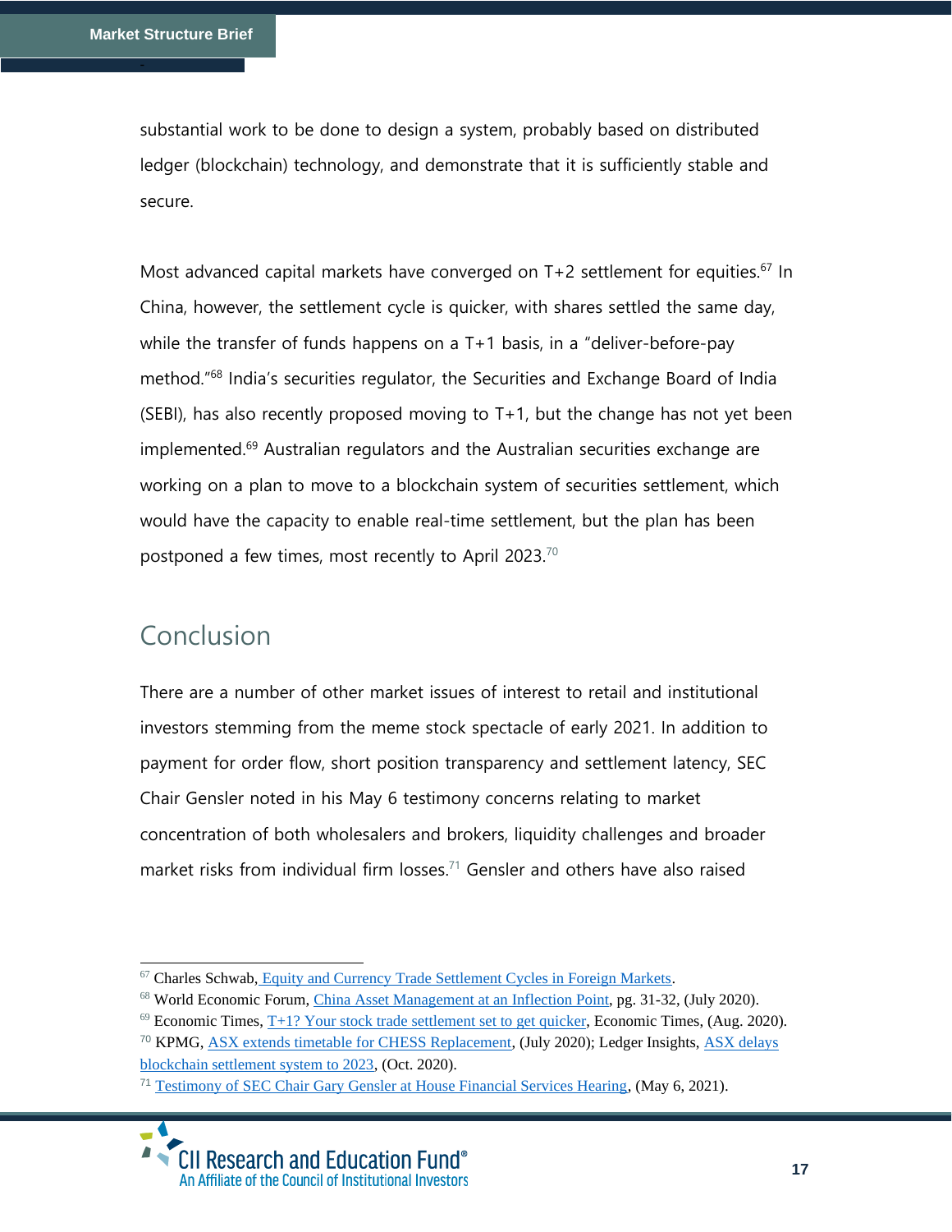substantial work to be done to design a system, probably based on distributed ledger (blockchain) technology, and demonstrate that it is sufficiently stable and secure.

Most advanced capital markets have converged on T+2 settlement for equities.[67] In China, however, the settlement cycle is quicker, with shares settled the same day, while the transfer of funds happens on a T+1 basis, in a "deliver-before-pay method."[68] India's securities regulator, the Securities and Exchange Board of India (SEBI), has also recently proposed moving to T+1, but the change has not yet been implemented.[69] Australian regulators and the Australian securities exchange are working on a plan to move to a blockchain system of securities settlement, which would have the capacity to enable real-time settlement, but the plan has been postponed a few times, most recently to April 2023.[70]

## Conclusion

There are a number of other market issues of interest to retail and institutional investors stemming from the meme stock spectacle of early 2021. In addition to payment for order flow, short position transparency and settlement latency, SEC Chair Gensler noted in his May 6 testimony concerns relating to market concentration of both wholesalers and brokers, liquidity challenges and broader market risks from individual firm losses.[71] Gensler and others have also raised

---

[67] Charles Schwab, Equity and Currency Trade Settlement Cycles in Foreign Markets.

[68] World Economic Forum, China Asset Management at an Inflection Point, pg. 31-32, (July 2020).

[69] Economic Times, T+1? Your stock trade settlement set to get quicker, Economic Times, (Aug. 2020).

[70] KPMG, ASX extends timetable for CHESS Replacement, (July 2020); Ledger Insights, ASX delays blockchain settlement system to 2023, (Oct. 2020).

[71] Testimony of SEC Chair Gary Gensler at House Financial Services Hearing, (May 6, 2021).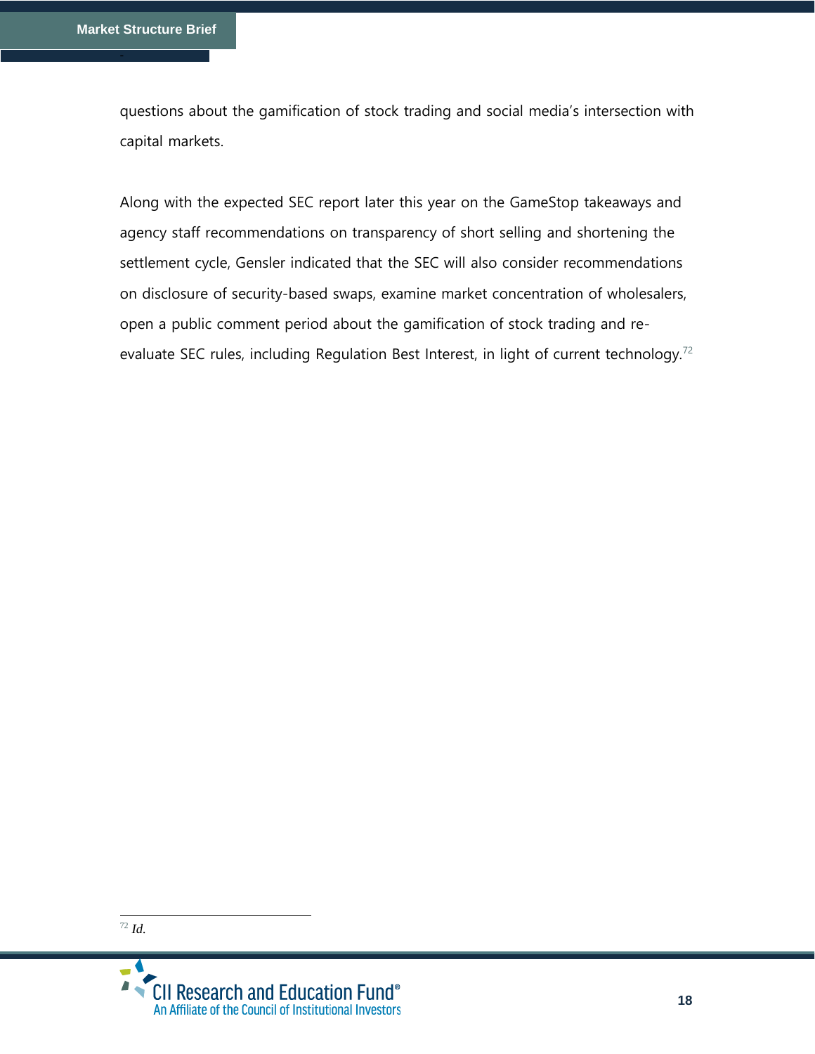questions about the gamification of stock trading and social media's intersection with capital markets.

Along with the expected SEC report later this year on the GameStop takeaways and agency staff recommendations on transparency of short selling and shortening the settlement cycle, Gensler indicated that the SEC will also consider recommendations on disclosure of security-based swaps, examine market concentration of wholesalers, open a public comment period about the gamification of stock trading and re-evaluate SEC rules, including Regulation Best Interest, in light of current technology.[72]

---

[72] *Id.*